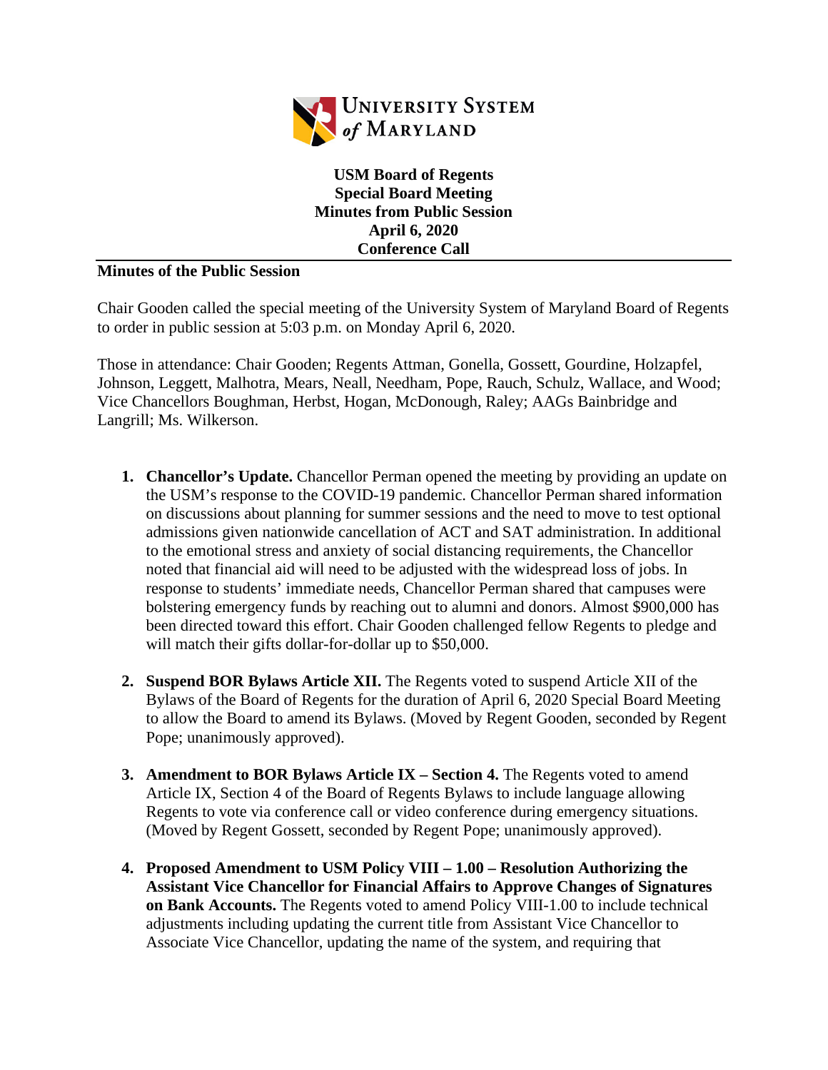**USM Board of Regents**
**Special Board Meeting**
**Minutes from Public Session**
**April 6, 2020**
**Conference Call**

**Minutes of the Public Session**

Chair Gooden called the special meeting of the University System of Maryland Board of Regents to order in public session at 5:03 p.m. on Monday April 6, 2020.

Those in attendance: Chair Gooden; Regents Attman, Gonella, Gossett, Gourdine, Holzapfel, Johnson, Leggett, Malhotra, Mears, Neall, Needham, Pope, Rauch, Schulz, Wallace, and Wood; Vice Chancellors Boughman, Herbst, Hogan, McDonough, Raley; AAGs Bainbridge and Langrill; Ms. Wilkerson.

1. **Chancellor's Update.** Chancellor Perman opened the meeting by providing an update on the USM's response to the COVID-19 pandemic. Chancellor Perman shared information on discussions about planning for summer sessions and the need to move to test optional admissions given nationwide cancellation of ACT and SAT administration. In additional to the emotional stress and anxiety of social distancing requirements, the Chancellor noted that financial aid will need to be adjusted with the widespread loss of jobs. In response to students' immediate needs, Chancellor Perman shared that campuses were bolstering emergency funds by reaching out to alumni and donors. Almost $900,000 has been directed toward this effort. Chair Gooden challenged fellow Regents to pledge and will match their gifts dollar-for-dollar up to $50,000.

2. **Suspend BOR Bylaws Article XII.** The Regents voted to suspend Article XII of the Bylaws of the Board of Regents for the duration of April 6, 2020 Special Board Meeting to allow the Board to amend its Bylaws. (Moved by Regent Gooden, seconded by Regent Pope; unanimously approved).

3. **Amendment to BOR Bylaws Article IX – Section 4.** The Regents voted to amend Article IX, Section 4 of the Board of Regents Bylaws to include language allowing Regents to vote via conference call or video conference during emergency situations. (Moved by Regent Gossett, seconded by Regent Pope; unanimously approved).

4. **Proposed Amendment to USM Policy VIII – 1.00 – Resolution Authorizing the Assistant Vice Chancellor for Financial Affairs to Approve Changes of Signatures on Bank Accounts.** The Regents voted to amend Policy VIII-1.00 to include technical adjustments including updating the current title from Assistant Vice Chancellor to Associate Vice Chancellor, updating the name of the system, and requiring that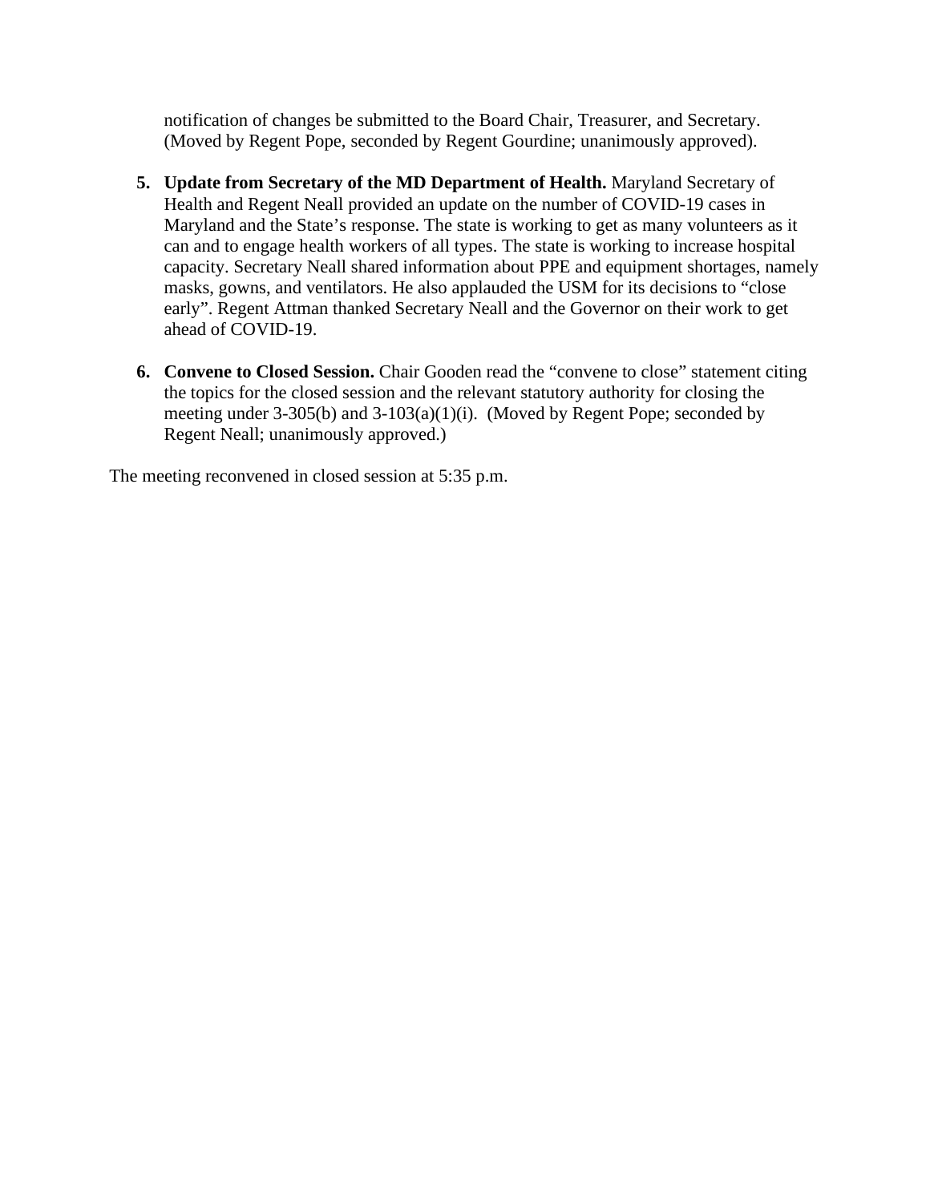notification of changes be submitted to the Board Chair, Treasurer, and Secretary. (Moved by Regent Pope, seconded by Regent Gourdine; unanimously approved).

5. **Update from Secretary of the MD Department of Health.** Maryland Secretary of Health and Regent Neall provided an update on the number of COVID-19 cases in Maryland and the State's response. The state is working to get as many volunteers as it can and to engage health workers of all types. The state is working to increase hospital capacity. Secretary Neall shared information about PPE and equipment shortages, namely masks, gowns, and ventilators. He also applauded the USM for its decisions to "close early". Regent Attman thanked Secretary Neall and the Governor on their work to get ahead of COVID-19.

6. **Convene to Closed Session.** Chair Gooden read the "convene to close" statement citing the topics for the closed session and the relevant statutory authority for closing the meeting under 3-305(b) and 3-103(a)(1)(i). (Moved by Regent Pope; seconded by Regent Neall; unanimously approved.)

The meeting reconvened in closed session at 5:35 p.m.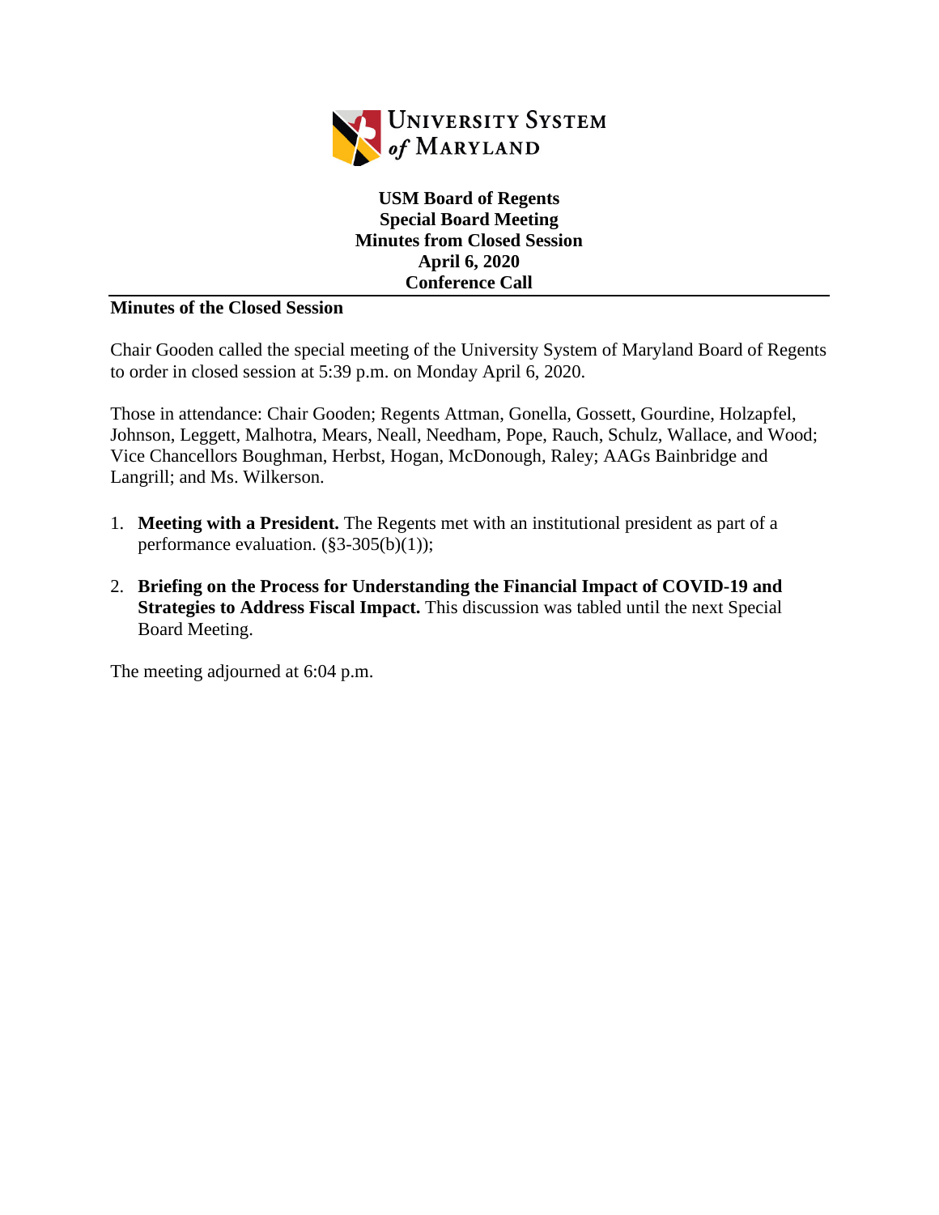UNIVERSITY SYSTEM of MARYLAND

**USM Board of Regents**
**Special Board Meeting**
**Minutes from Closed Session**
**April 6, 2020**
**Conference Call**

**Minutes of the Closed Session**

Chair Gooden called the special meeting of the University System of Maryland Board of Regents to order in closed session at 5:39 p.m. on Monday April 6, 2020.

Those in attendance: Chair Gooden; Regents Attman, Gonella, Gossett, Gourdine, Holzapfel, Johnson, Leggett, Malhotra, Mears, Neall, Needham, Pope, Rauch, Schulz, Wallace, and Wood; Vice Chancellors Boughman, Herbst, Hogan, McDonough, Raley; AAGs Bainbridge and Langrill; and Ms. Wilkerson.

1. **Meeting with a President.** The Regents met with an institutional president as part of a performance evaluation. (§3-305(b)(1));

2. **Briefing on the Process for Understanding the Financial Impact of COVID-19 and Strategies to Address Fiscal Impact.** This discussion was tabled until the next Special Board Meeting.

The meeting adjourned at 6:04 p.m.